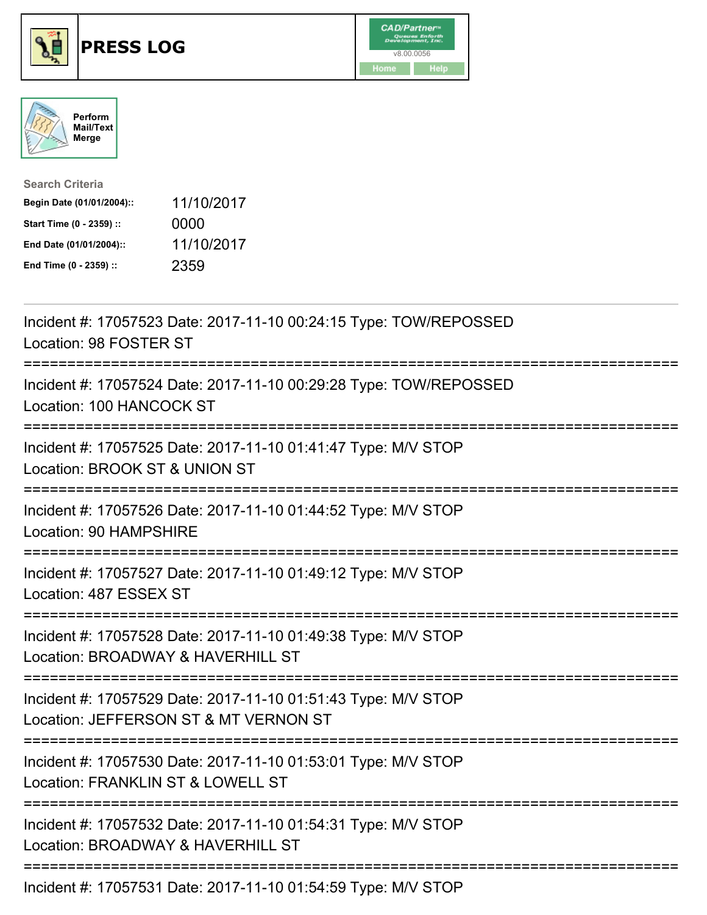# PRESS LOG

CAD/Partner™
v8.00.0056
Home Help

Perform Mail/Text Merge

**Search Criteria**

| | |
|---|---|
| **Begin Date (01/01/2004)::** | 11/10/2017 |
| **Start Time (0 - 2359) ::** | 0000 |
| **End Date (01/01/2004)::** | 11/10/2017 |
| **End Time (0 - 2359) ::** | 2359 |

---

Incident #: 17057523 Date: 2017-11-10 00:24:15 Type: TOW/REPOSSED
Location: 98 FOSTER ST

===========================================================================

Incident #: 17057524 Date: 2017-11-10 00:29:28 Type: TOW/REPOSSED
Location: 100 HANCOCK ST

===========================================================================

Incident #: 17057525 Date: 2017-11-10 01:41:47 Type: M/V STOP
Location: BROOK ST & UNION ST

===========================================================================

Incident #: 17057526 Date: 2017-11-10 01:44:52 Type: M/V STOP
Location: 90 HAMPSHIRE

===========================================================================

Incident #: 17057527 Date: 2017-11-10 01:49:12 Type: M/V STOP
Location: 487 ESSEX ST

===========================================================================

Incident #: 17057528 Date: 2017-11-10 01:49:38 Type: M/V STOP
Location: BROADWAY & HAVERHILL ST

===========================================================================

Incident #: 17057529 Date: 2017-11-10 01:51:43 Type: M/V STOP
Location: JEFFERSON ST & MT VERNON ST

===========================================================================

Incident #: 17057530 Date: 2017-11-10 01:53:01 Type: M/V STOP
Location: FRANKLIN ST & LOWELL ST

===========================================================================

Incident #: 17057532 Date: 2017-11-10 01:54:31 Type: M/V STOP
Location: BROADWAY & HAVERHILL ST

===========================================================================

Incident #: 17057531 Date: 2017-11-10 01:54:59 Type: M/V STOP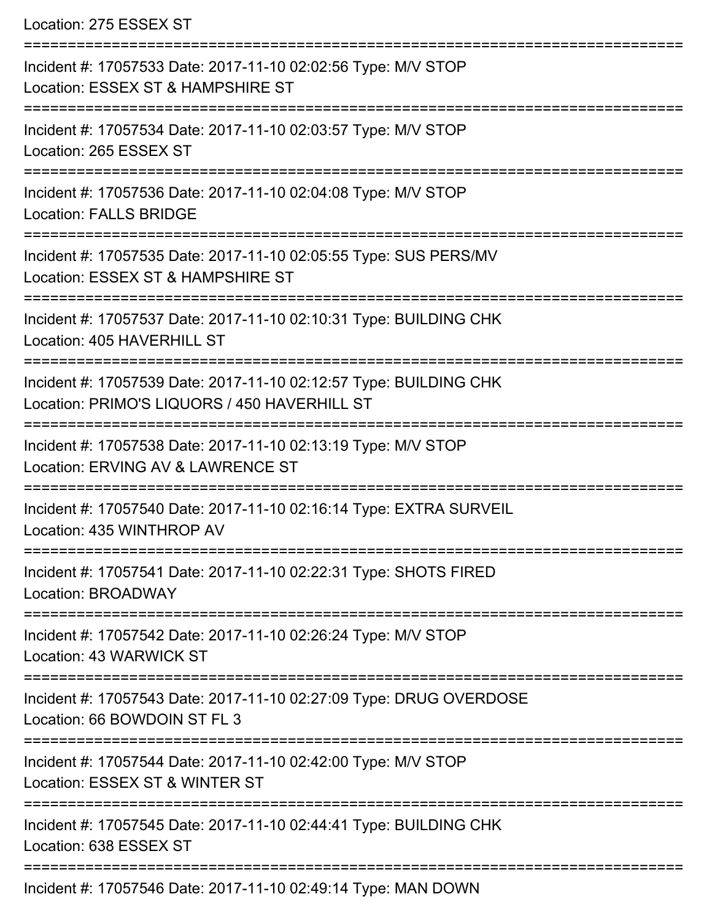Location: 275 ESSEX ST

===========================================================================

Incident #: 17057533 Date: 2017-11-10 02:02:56 Type: M/V STOP
Location: ESSEX ST & HAMPSHIRE ST

===========================================================================

Incident #: 17057534 Date: 2017-11-10 02:03:57 Type: M/V STOP
Location: 265 ESSEX ST

===========================================================================

Incident #: 17057536 Date: 2017-11-10 02:04:08 Type: M/V STOP
Location: FALLS BRIDGE

===========================================================================

Incident #: 17057535 Date: 2017-11-10 02:05:55 Type: SUS PERS/MV
Location: ESSEX ST & HAMPSHIRE ST

===========================================================================

Incident #: 17057537 Date: 2017-11-10 02:10:31 Type: BUILDING CHK
Location: 405 HAVERHILL ST

===========================================================================

Incident #: 17057539 Date: 2017-11-10 02:12:57 Type: BUILDING CHK
Location: PRIMO'S LIQUORS / 450 HAVERHILL ST

===========================================================================

Incident #: 17057538 Date: 2017-11-10 02:13:19 Type: M/V STOP
Location: ERVING AV & LAWRENCE ST

===========================================================================

Incident #: 17057540 Date: 2017-11-10 02:16:14 Type: EXTRA SURVEIL
Location: 435 WINTHROP AV

===========================================================================

Incident #: 17057541 Date: 2017-11-10 02:22:31 Type: SHOTS FIRED
Location: BROADWAY

===========================================================================

Incident #: 17057542 Date: 2017-11-10 02:26:24 Type: M/V STOP
Location: 43 WARWICK ST

===========================================================================

Incident #: 17057543 Date: 2017-11-10 02:27:09 Type: DRUG OVERDOSE
Location: 66 BOWDOIN ST FL 3

===========================================================================

Incident #: 17057544 Date: 2017-11-10 02:42:00 Type: M/V STOP
Location: ESSEX ST & WINTER ST

===========================================================================

Incident #: 17057545 Date: 2017-11-10 02:44:41 Type: BUILDING CHK
Location: 638 ESSEX ST

===========================================================================

Incident #: 17057546 Date: 2017-11-10 02:49:14 Type: MAN DOWN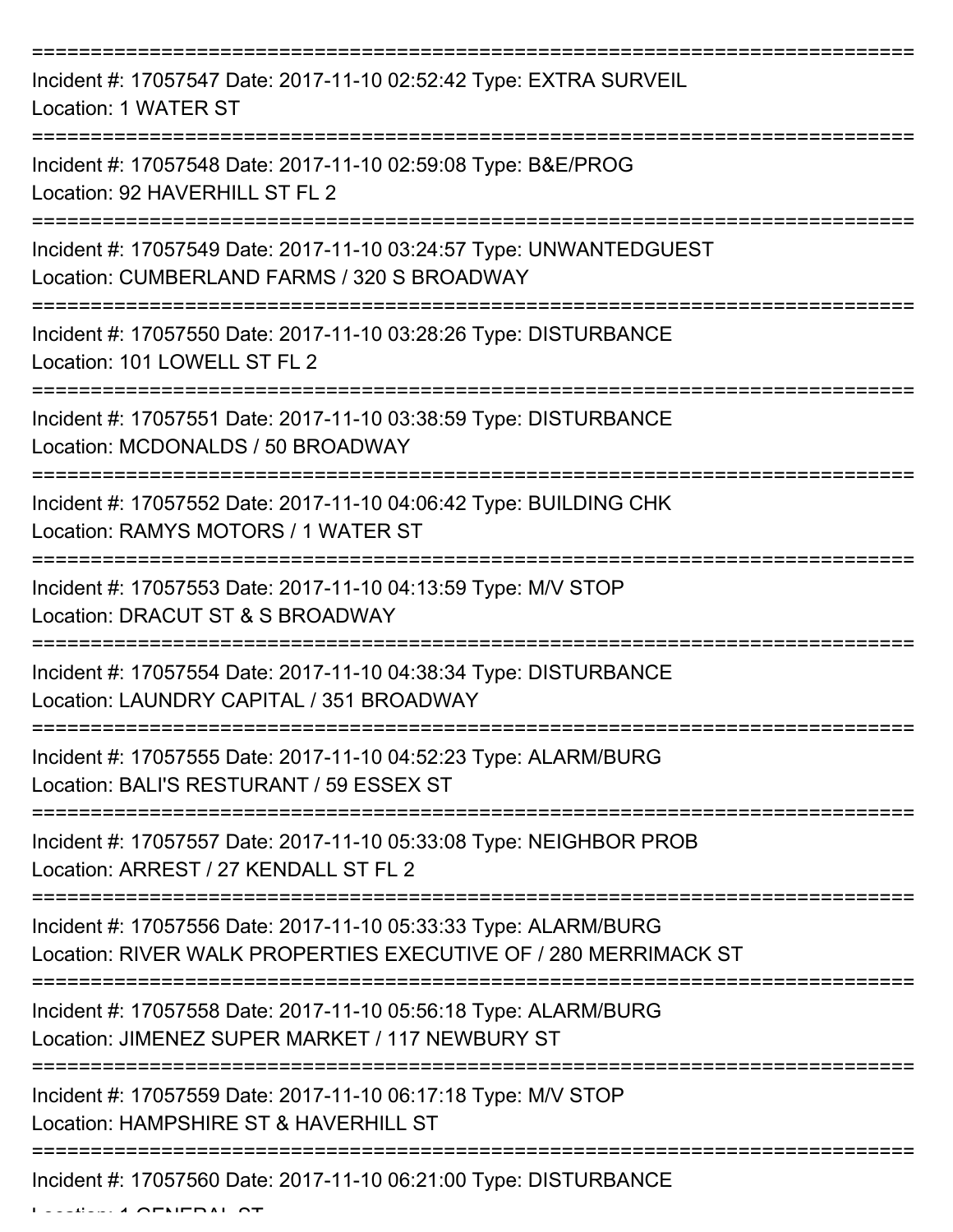===========================================================================

Incident #: 17057547 Date: 2017-11-10 02:52:42 Type: EXTRA SURVEIL
Location: 1 WATER ST

===========================================================================

Incident #: 17057548 Date: 2017-11-10 02:59:08 Type: B&E/PROG
Location: 92 HAVERHILL ST FL 2

===========================================================================

Incident #: 17057549 Date: 2017-11-10 03:24:57 Type: UNWANTEDGUEST
Location: CUMBERLAND FARMS / 320 S BROADWAY

===========================================================================

Incident #: 17057550 Date: 2017-11-10 03:28:26 Type: DISTURBANCE
Location: 101 LOWELL ST FL 2

===========================================================================

Incident #: 17057551 Date: 2017-11-10 03:38:59 Type: DISTURBANCE
Location: MCDONALDS / 50 BROADWAY

===========================================================================

Incident #: 17057552 Date: 2017-11-10 04:06:42 Type: BUILDING CHK
Location: RAMYS MOTORS / 1 WATER ST

===========================================================================

Incident #: 17057553 Date: 2017-11-10 04:13:59 Type: M/V STOP
Location: DRACUT ST & S BROADWAY

===========================================================================

Incident #: 17057554 Date: 2017-11-10 04:38:34 Type: DISTURBANCE
Location: LAUNDRY CAPITAL / 351 BROADWAY

===========================================================================

Incident #: 17057555 Date: 2017-11-10 04:52:23 Type: ALARM/BURG
Location: BALI'S RESTURANT / 59 ESSEX ST

===========================================================================

Incident #: 17057557 Date: 2017-11-10 05:33:08 Type: NEIGHBOR PROB
Location: ARREST / 27 KENDALL ST FL 2

===========================================================================

Incident #: 17057556 Date: 2017-11-10 05:33:33 Type: ALARM/BURG
Location: RIVER WALK PROPERTIES EXECUTIVE OF / 280 MERRIMACK ST

===========================================================================

Incident #: 17057558 Date: 2017-11-10 05:56:18 Type: ALARM/BURG
Location: JIMENEZ SUPER MARKET / 117 NEWBURY ST

===========================================================================

Incident #: 17057559 Date: 2017-11-10 06:17:18 Type: M/V STOP
Location: HAMPSHIRE ST & HAVERHILL ST

===========================================================================

Incident #: 17057560 Date: 2017-11-10 06:21:00 Type: DISTURBANCE
Location: 1 GENERAL ST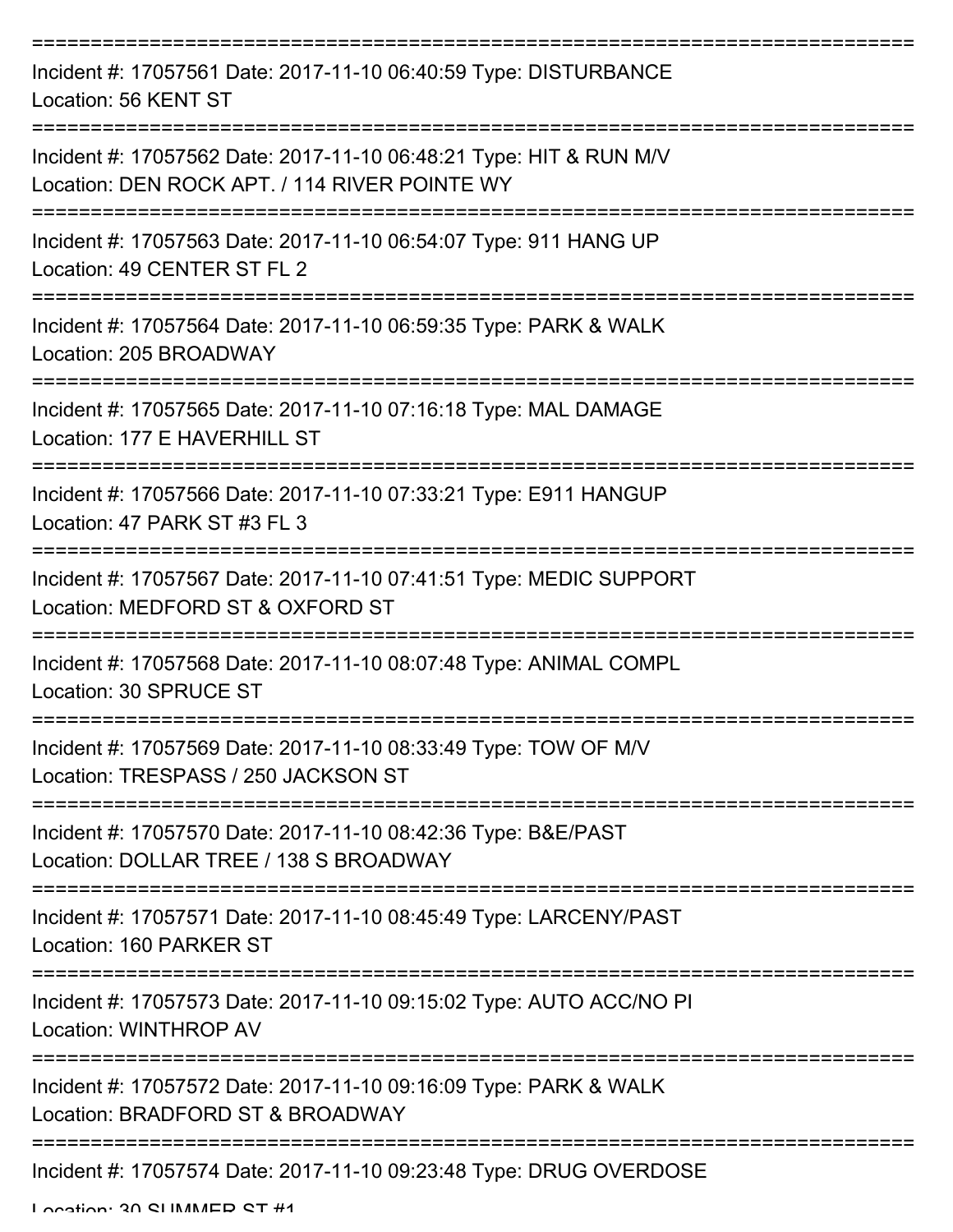Incident #: 17057561 Date: 2017-11-10 06:40:59 Type: DISTURBANCE
Location: 56 KENT ST

---

Incident #: 17057562 Date: 2017-11-10 06:48:21 Type: HIT & RUN M/V
Location: DEN ROCK APT. / 114 RIVER POINTE WY

---

Incident #: 17057563 Date: 2017-11-10 06:54:07 Type: 911 HANG UP
Location: 49 CENTER ST FL 2

---

Incident #: 17057564 Date: 2017-11-10 06:59:35 Type: PARK & WALK
Location: 205 BROADWAY

---

Incident #: 17057565 Date: 2017-11-10 07:16:18 Type: MAL DAMAGE
Location: 177 E HAVERHILL ST

---

Incident #: 17057566 Date: 2017-11-10 07:33:21 Type: E911 HANGUP
Location: 47 PARK ST #3 FL 3

---

Incident #: 17057567 Date: 2017-11-10 07:41:51 Type: MEDIC SUPPORT
Location: MEDFORD ST & OXFORD ST

---

Incident #: 17057568 Date: 2017-11-10 08:07:48 Type: ANIMAL COMPL
Location: 30 SPRUCE ST

---

Incident #: 17057569 Date: 2017-11-10 08:33:49 Type: TOW OF M/V
Location: TRESPASS / 250 JACKSON ST

---

Incident #: 17057570 Date: 2017-11-10 08:42:36 Type: B&E/PAST
Location: DOLLAR TREE / 138 S BROADWAY

---

Incident #: 17057571 Date: 2017-11-10 08:45:49 Type: LARCENY/PAST
Location: 160 PARKER ST

---

Incident #: 17057573 Date: 2017-11-10 09:15:02 Type: AUTO ACC/NO PI
Location: WINTHROP AV

---

Incident #: 17057572 Date: 2017-11-10 09:16:09 Type: PARK & WALK
Location: BRADFORD ST & BROADWAY

---

Incident #: 17057574 Date: 2017-11-10 09:23:48 Type: DRUG OVERDOSE
Location: 30 SUMMER ST #1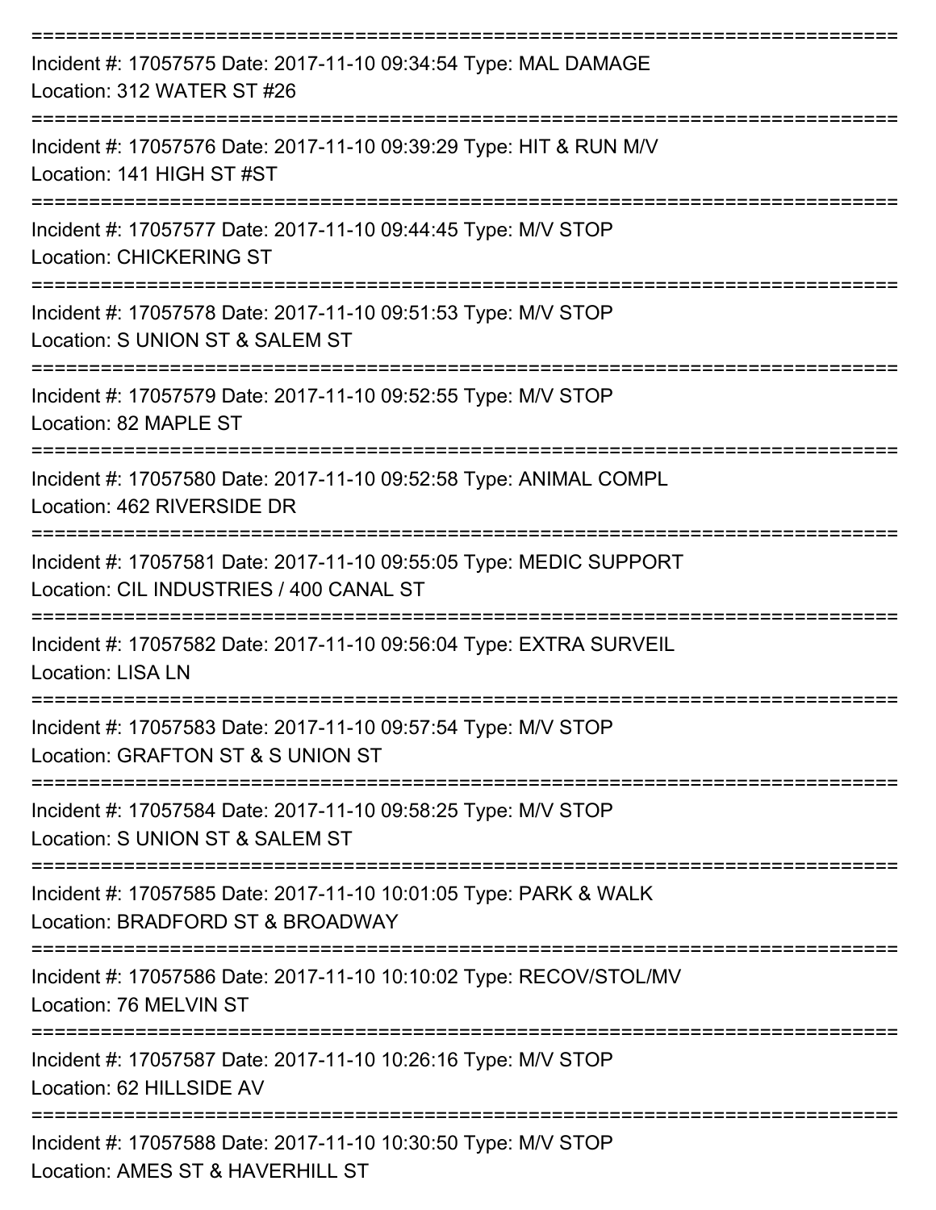===========================================================================
Incident #: 17057575 Date: 2017-11-10 09:34:54 Type: MAL DAMAGE
Location: 312 WATER ST #26
===========================================================================
Incident #: 17057576 Date: 2017-11-10 09:39:29 Type: HIT & RUN M/V
Location: 141 HIGH ST #ST
===========================================================================
Incident #: 17057577 Date: 2017-11-10 09:44:45 Type: M/V STOP
Location: CHICKERING ST
===========================================================================
Incident #: 17057578 Date: 2017-11-10 09:51:53 Type: M/V STOP
Location: S UNION ST & SALEM ST
===========================================================================
Incident #: 17057579 Date: 2017-11-10 09:52:55 Type: M/V STOP
Location: 82 MAPLE ST
===========================================================================
Incident #: 17057580 Date: 2017-11-10 09:52:58 Type: ANIMAL COMPL
Location: 462 RIVERSIDE DR
===========================================================================
Incident #: 17057581 Date: 2017-11-10 09:55:05 Type: MEDIC SUPPORT
Location: CIL INDUSTRIES / 400 CANAL ST
===========================================================================
Incident #: 17057582 Date: 2017-11-10 09:56:04 Type: EXTRA SURVEIL
Location: LISA LN
===========================================================================
Incident #: 17057583 Date: 2017-11-10 09:57:54 Type: M/V STOP
Location: GRAFTON ST & S UNION ST
===========================================================================
Incident #: 17057584 Date: 2017-11-10 09:58:25 Type: M/V STOP
Location: S UNION ST & SALEM ST
===========================================================================
Incident #: 17057585 Date: 2017-11-10 10:01:05 Type: PARK & WALK
Location: BRADFORD ST & BROADWAY
===========================================================================
Incident #: 17057586 Date: 2017-11-10 10:10:02 Type: RECOV/STOL/MV
Location: 76 MELVIN ST
===========================================================================
Incident #: 17057587 Date: 2017-11-10 10:26:16 Type: M/V STOP
Location: 62 HILLSIDE AV
===========================================================================
Incident #: 17057588 Date: 2017-11-10 10:30:50 Type: M/V STOP
Location: AMES ST & HAVERHILL ST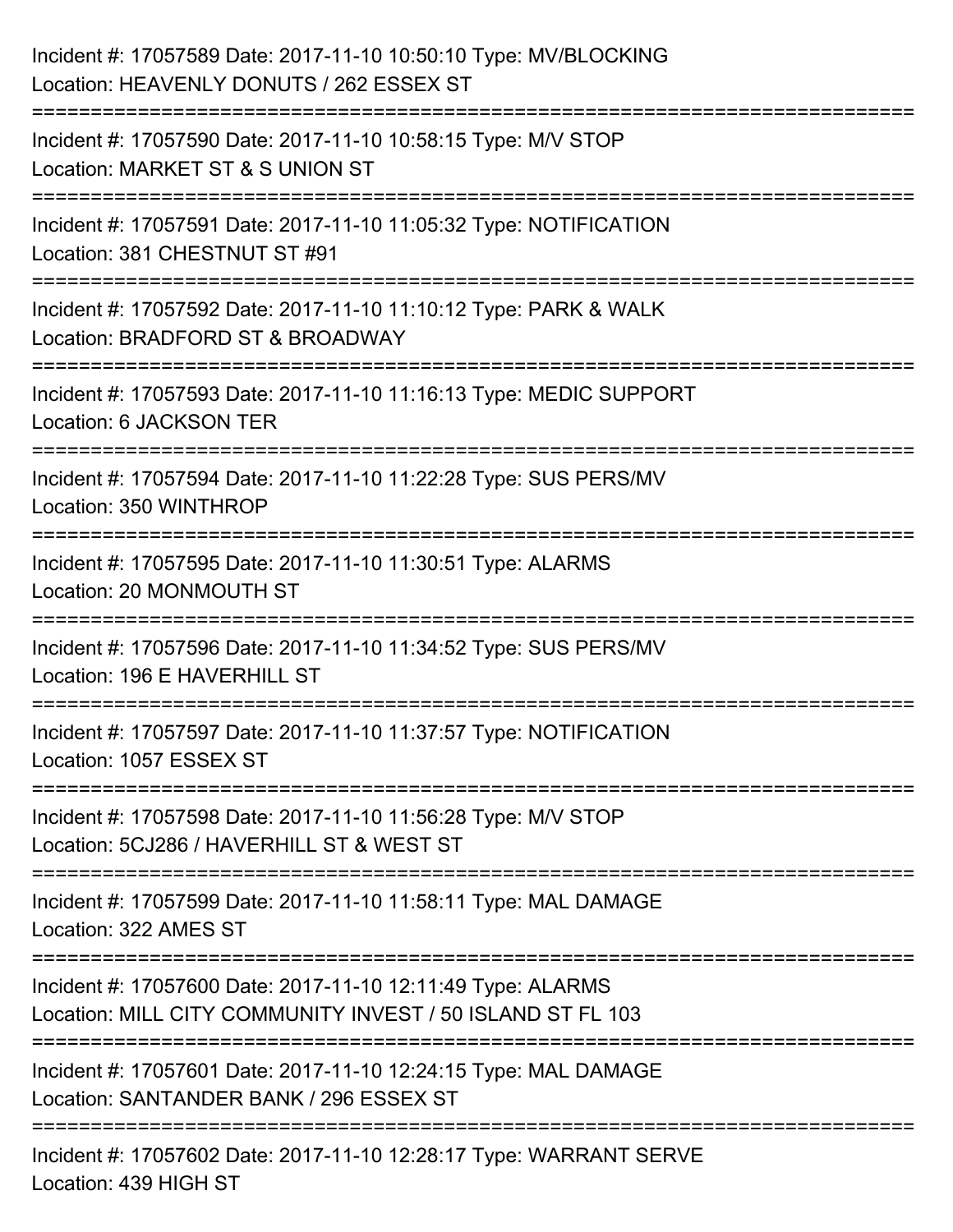Incident #: 17057589 Date: 2017-11-10 10:50:10 Type: MV/BLOCKING
Location: HEAVENLY DONUTS / 262 ESSEX ST

===========================================================================

Incident #: 17057590 Date: 2017-11-10 10:58:15 Type: M/V STOP
Location: MARKET ST & S UNION ST

===========================================================================

Incident #: 17057591 Date: 2017-11-10 11:05:32 Type: NOTIFICATION
Location: 381 CHESTNUT ST #91

===========================================================================

Incident #: 17057592 Date: 2017-11-10 11:10:12 Type: PARK & WALK
Location: BRADFORD ST & BROADWAY

===========================================================================

Incident #: 17057593 Date: 2017-11-10 11:16:13 Type: MEDIC SUPPORT
Location: 6 JACKSON TER

===========================================================================

Incident #: 17057594 Date: 2017-11-10 11:22:28 Type: SUS PERS/MV
Location: 350 WINTHROP

===========================================================================

Incident #: 17057595 Date: 2017-11-10 11:30:51 Type: ALARMS
Location: 20 MONMOUTH ST

===========================================================================

Incident #: 17057596 Date: 2017-11-10 11:34:52 Type: SUS PERS/MV
Location: 196 E HAVERHILL ST

===========================================================================

Incident #: 17057597 Date: 2017-11-10 11:37:57 Type: NOTIFICATION
Location: 1057 ESSEX ST

===========================================================================

Incident #: 17057598 Date: 2017-11-10 11:56:28 Type: M/V STOP
Location: 5CJ286 / HAVERHILL ST & WEST ST

===========================================================================

Incident #: 17057599 Date: 2017-11-10 11:58:11 Type: MAL DAMAGE
Location: 322 AMES ST

===========================================================================

Incident #: 17057600 Date: 2017-11-10 12:11:49 Type: ALARMS
Location: MILL CITY COMMUNITY INVEST / 50 ISLAND ST FL 103

===========================================================================

Incident #: 17057601 Date: 2017-11-10 12:24:15 Type: MAL DAMAGE
Location: SANTANDER BANK / 296 ESSEX ST

===========================================================================

Incident #: 17057602 Date: 2017-11-10 12:28:17 Type: WARRANT SERVE
Location: 439 HIGH ST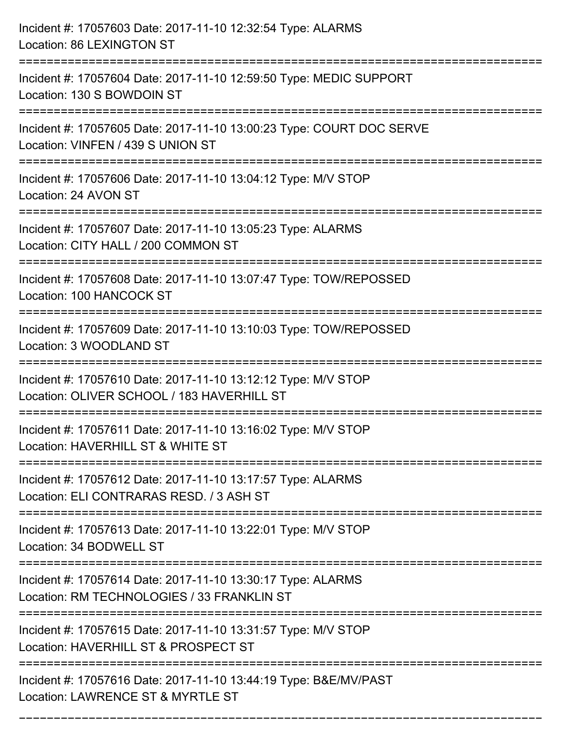Incident #: 17057603 Date: 2017-11-10 12:32:54 Type: ALARMS
Location: 86 LEXINGTON ST

===========================================================================

Incident #: 17057604 Date: 2017-11-10 12:59:50 Type: MEDIC SUPPORT
Location: 130 S BOWDOIN ST

===========================================================================

Incident #: 17057605 Date: 2017-11-10 13:00:23 Type: COURT DOC SERVE
Location: VINFEN / 439 S UNION ST

===========================================================================

Incident #: 17057606 Date: 2017-11-10 13:04:12 Type: M/V STOP
Location: 24 AVON ST

===========================================================================

Incident #: 17057607 Date: 2017-11-10 13:05:23 Type: ALARMS
Location: CITY HALL / 200 COMMON ST

===========================================================================

Incident #: 17057608 Date: 2017-11-10 13:07:47 Type: TOW/REPOSSED
Location: 100 HANCOCK ST

===========================================================================

Incident #: 17057609 Date: 2017-11-10 13:10:03 Type: TOW/REPOSSED
Location: 3 WOODLAND ST

===========================================================================

Incident #: 17057610 Date: 2017-11-10 13:12:12 Type: M/V STOP
Location: OLIVER SCHOOL / 183 HAVERHILL ST

===========================================================================

Incident #: 17057611 Date: 2017-11-10 13:16:02 Type: M/V STOP
Location: HAVERHILL ST & WHITE ST

===========================================================================

Incident #: 17057612 Date: 2017-11-10 13:17:57 Type: ALARMS
Location: ELI CONTRARAS RESD. / 3 ASH ST

===========================================================================

Incident #: 17057613 Date: 2017-11-10 13:22:01 Type: M/V STOP
Location: 34 BODWELL ST

===========================================================================

Incident #: 17057614 Date: 2017-11-10 13:30:17 Type: ALARMS
Location: RM TECHNOLOGIES / 33 FRANKLIN ST

===========================================================================

Incident #: 17057615 Date: 2017-11-10 13:31:57 Type: M/V STOP
Location: HAVERHILL ST & PROSPECT ST

===========================================================================

Incident #: 17057616 Date: 2017-11-10 13:44:19 Type: B&E/MV/PAST
Location: LAWRENCE ST & MYRTLE ST

===========================================================================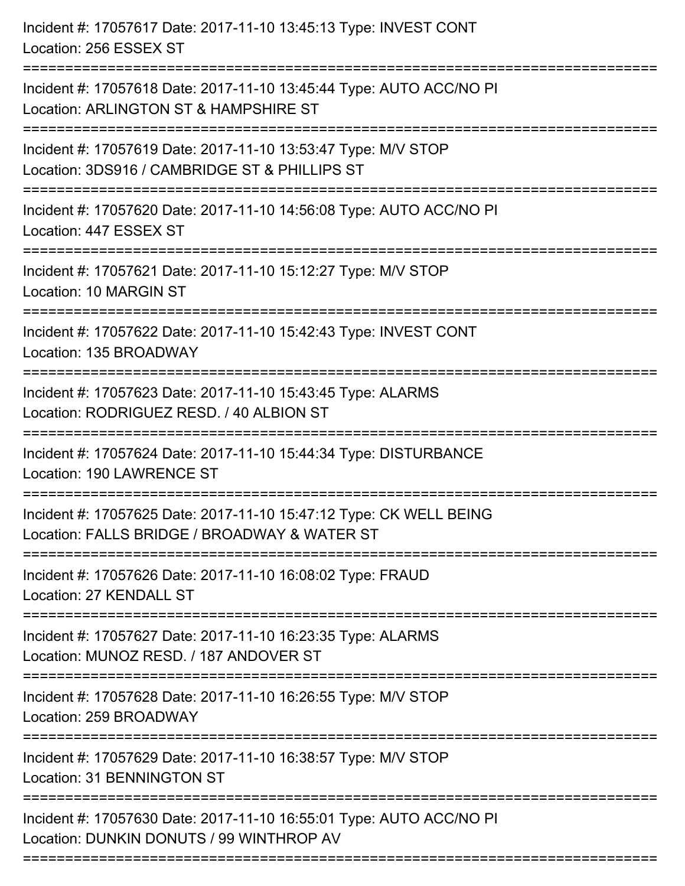Incident #: 17057617 Date: 2017-11-10 13:45:13 Type: INVEST CONT
Location: 256 ESSEX ST

===========================================================================

Incident #: 17057618 Date: 2017-11-10 13:45:44 Type: AUTO ACC/NO PI
Location: ARLINGTON ST & HAMPSHIRE ST

===========================================================================

Incident #: 17057619 Date: 2017-11-10 13:53:47 Type: M/V STOP
Location: 3DS916 / CAMBRIDGE ST & PHILLIPS ST

===========================================================================

Incident #: 17057620 Date: 2017-11-10 14:56:08 Type: AUTO ACC/NO PI
Location: 447 ESSEX ST

===========================================================================

Incident #: 17057621 Date: 2017-11-10 15:12:27 Type: M/V STOP
Location: 10 MARGIN ST

===========================================================================

Incident #: 17057622 Date: 2017-11-10 15:42:43 Type: INVEST CONT
Location: 135 BROADWAY

===========================================================================

Incident #: 17057623 Date: 2017-11-10 15:43:45 Type: ALARMS
Location: RODRIGUEZ RESD. / 40 ALBION ST

===========================================================================

Incident #: 17057624 Date: 2017-11-10 15:44:34 Type: DISTURBANCE
Location: 190 LAWRENCE ST

===========================================================================

Incident #: 17057625 Date: 2017-11-10 15:47:12 Type: CK WELL BEING
Location: FALLS BRIDGE / BROADWAY & WATER ST

===========================================================================

Incident #: 17057626 Date: 2017-11-10 16:08:02 Type: FRAUD
Location: 27 KENDALL ST

===========================================================================

Incident #: 17057627 Date: 2017-11-10 16:23:35 Type: ALARMS
Location: MUNOZ RESD. / 187 ANDOVER ST

===========================================================================

Incident #: 17057628 Date: 2017-11-10 16:26:55 Type: M/V STOP
Location: 259 BROADWAY

===========================================================================

Incident #: 17057629 Date: 2017-11-10 16:38:57 Type: M/V STOP
Location: 31 BENNINGTON ST

===========================================================================

Incident #: 17057630 Date: 2017-11-10 16:55:01 Type: AUTO ACC/NO PI
Location: DUNKIN DONUTS / 99 WINTHROP AV

===========================================================================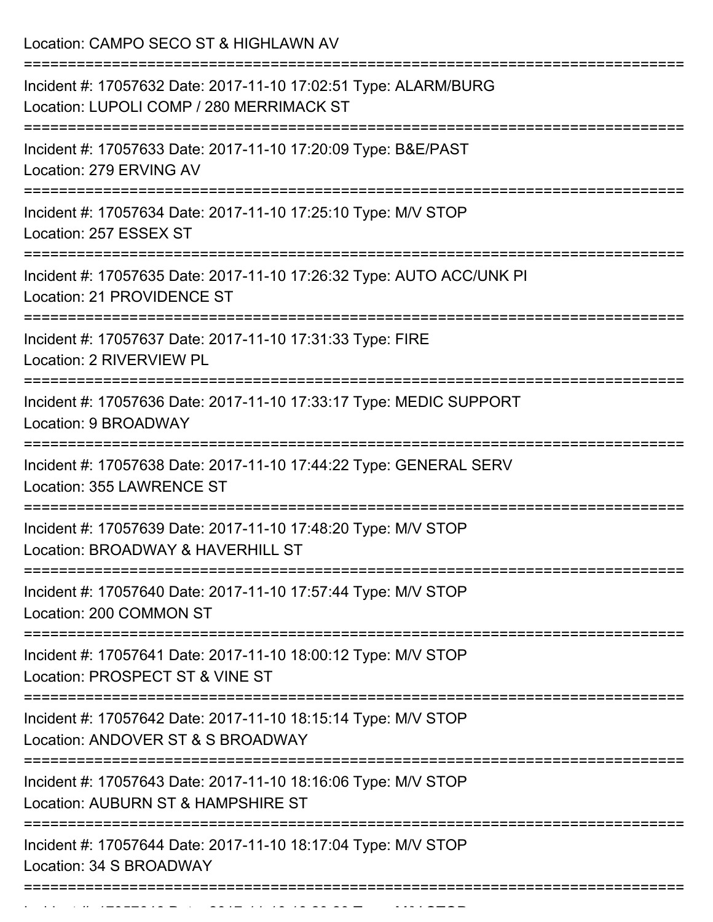Location: CAMPO SECO ST & HIGHLAWN AV

===========================================================================

Incident #: 17057632 Date: 2017-11-10 17:02:51 Type: ALARM/BURG
Location: LUPOLI COMP / 280 MERRIMACK ST

===========================================================================

Incident #: 17057633 Date: 2017-11-10 17:20:09 Type: B&E/PAST
Location: 279 ERVING AV

===========================================================================

Incident #: 17057634 Date: 2017-11-10 17:25:10 Type: M/V STOP
Location: 257 ESSEX ST

===========================================================================

Incident #: 17057635 Date: 2017-11-10 17:26:32 Type: AUTO ACC/UNK PI
Location: 21 PROVIDENCE ST

===========================================================================

Incident #: 17057637 Date: 2017-11-10 17:31:33 Type: FIRE
Location: 2 RIVERVIEW PL

===========================================================================

Incident #: 17057636 Date: 2017-11-10 17:33:17 Type: MEDIC SUPPORT
Location: 9 BROADWAY

===========================================================================

Incident #: 17057638 Date: 2017-11-10 17:44:22 Type: GENERAL SERV
Location: 355 LAWRENCE ST

===========================================================================

Incident #: 17057639 Date: 2017-11-10 17:48:20 Type: M/V STOP
Location: BROADWAY & HAVERHILL ST

===========================================================================

Incident #: 17057640 Date: 2017-11-10 17:57:44 Type: M/V STOP
Location: 200 COMMON ST

===========================================================================

Incident #: 17057641 Date: 2017-11-10 18:00:12 Type: M/V STOP
Location: PROSPECT ST & VINE ST

===========================================================================

Incident #: 17057642 Date: 2017-11-10 18:15:14 Type: M/V STOP
Location: ANDOVER ST & S BROADWAY

===========================================================================

Incident #: 17057643 Date: 2017-11-10 18:16:06 Type: M/V STOP
Location: AUBURN ST & HAMPSHIRE ST

===========================================================================

Incident #: 17057644 Date: 2017-11-10 18:17:04 Type: M/V STOP
Location: 34 S BROADWAY

===========================================================================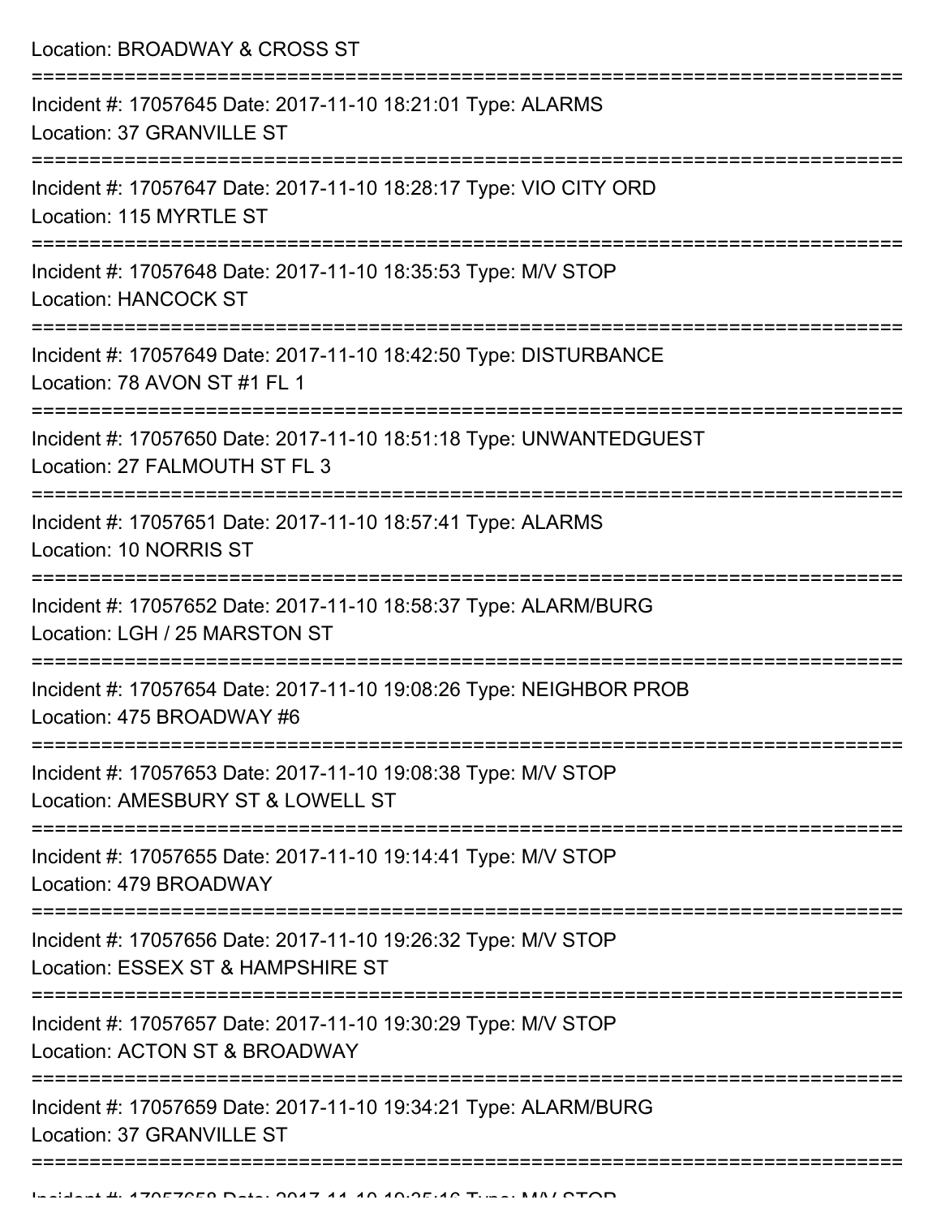Location: BROADWAY & CROSS ST

===========================================================================

Incident #: 17057645 Date: 2017-11-10 18:21:01 Type: ALARMS

Location: 37 GRANVILLE ST

===========================================================================

Incident #: 17057647 Date: 2017-11-10 18:28:17 Type: VIO CITY ORD

Location: 115 MYRTLE ST

===========================================================================

Incident #: 17057648 Date: 2017-11-10 18:35:53 Type: M/V STOP

Location: HANCOCK ST

===========================================================================

Incident #: 17057649 Date: 2017-11-10 18:42:50 Type: DISTURBANCE

Location: 78 AVON ST #1 FL 1

===========================================================================

Incident #: 17057650 Date: 2017-11-10 18:51:18 Type: UNWANTEDGUEST

Location: 27 FALMOUTH ST FL 3

===========================================================================

Incident #: 17057651 Date: 2017-11-10 18:57:41 Type: ALARMS

Location: 10 NORRIS ST

===========================================================================

Incident #: 17057652 Date: 2017-11-10 18:58:37 Type: ALARM/BURG

Location: LGH / 25 MARSTON ST

===========================================================================

Incident #: 17057654 Date: 2017-11-10 19:08:26 Type: NEIGHBOR PROB

Location: 475 BROADWAY #6

===========================================================================

Incident #: 17057653 Date: 2017-11-10 19:08:38 Type: M/V STOP

Location: AMESBURY ST & LOWELL ST

===========================================================================

Incident #: 17057655 Date: 2017-11-10 19:14:41 Type: M/V STOP

Location: 479 BROADWAY

===========================================================================

Incident #: 17057656 Date: 2017-11-10 19:26:32 Type: M/V STOP

Location: ESSEX ST & HAMPSHIRE ST

===========================================================================

Incident #: 17057657 Date: 2017-11-10 19:30:29 Type: M/V STOP

Location: ACTON ST & BROADWAY

===========================================================================

Incident #: 17057659 Date: 2017-11-10 19:34:21 Type: ALARM/BURG

Location: 37 GRANVILLE ST

===========================================================================

Incident #: 17057658 Date: 2017-11-10 19:35:16 Type: M/V STOP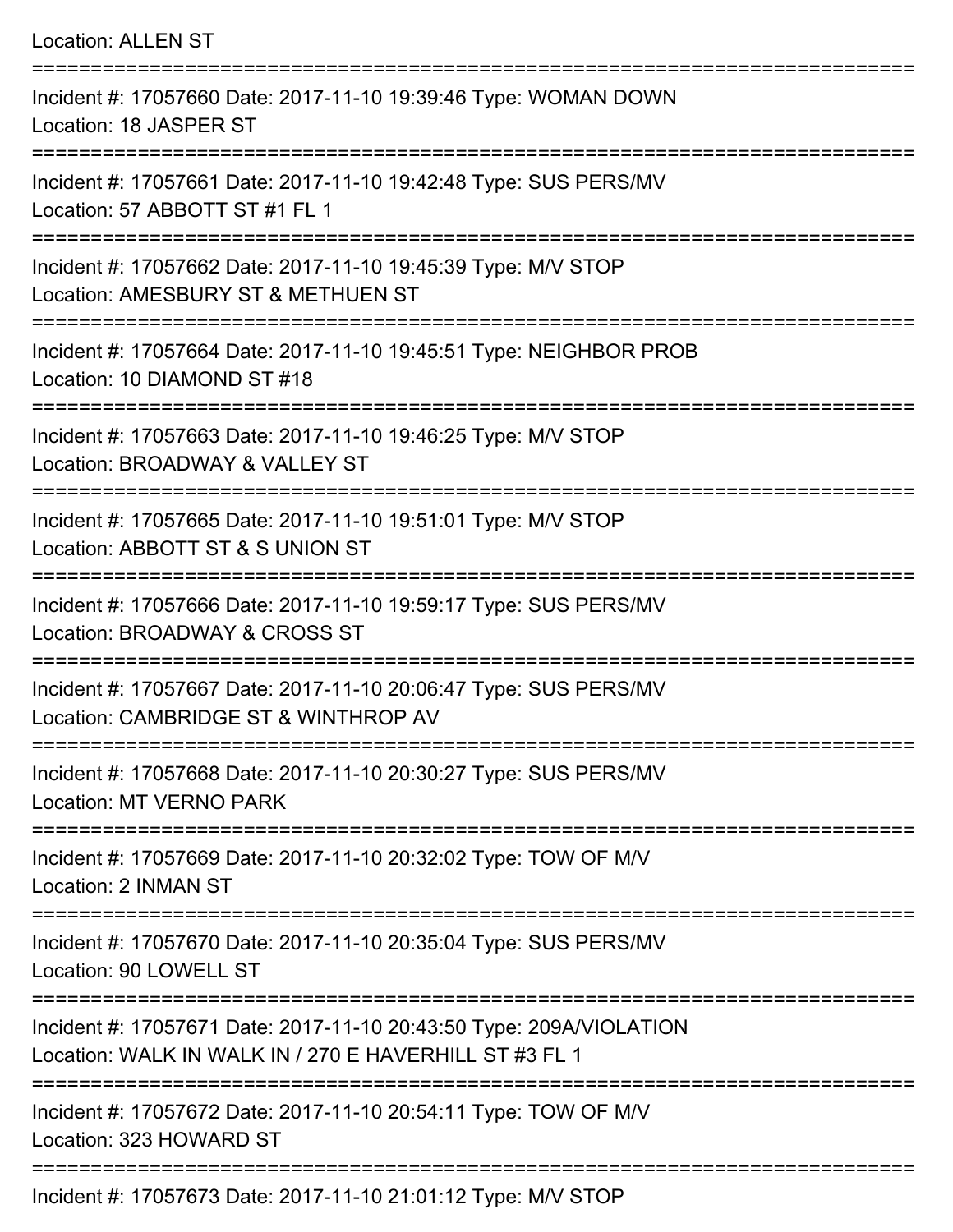Location: ALLEN ST

===========================================================================

Incident #: 17057660 Date: 2017-11-10 19:39:46 Type: WOMAN DOWN
Location: 18 JASPER ST

===========================================================================

Incident #: 17057661 Date: 2017-11-10 19:42:48 Type: SUS PERS/MV
Location: 57 ABBOTT ST #1 FL 1

===========================================================================

Incident #: 17057662 Date: 2017-11-10 19:45:39 Type: M/V STOP
Location: AMESBURY ST & METHUEN ST

===========================================================================

Incident #: 17057664 Date: 2017-11-10 19:45:51 Type: NEIGHBOR PROB
Location: 10 DIAMOND ST #18

===========================================================================

Incident #: 17057663 Date: 2017-11-10 19:46:25 Type: M/V STOP
Location: BROADWAY & VALLEY ST

===========================================================================

Incident #: 17057665 Date: 2017-11-10 19:51:01 Type: M/V STOP
Location: ABBOTT ST & S UNION ST

===========================================================================

Incident #: 17057666 Date: 2017-11-10 19:59:17 Type: SUS PERS/MV
Location: BROADWAY & CROSS ST

===========================================================================

Incident #: 17057667 Date: 2017-11-10 20:06:47 Type: SUS PERS/MV
Location: CAMBRIDGE ST & WINTHROP AV

===========================================================================

Incident #: 17057668 Date: 2017-11-10 20:30:27 Type: SUS PERS/MV
Location: MT VERNO PARK

===========================================================================

Incident #: 17057669 Date: 2017-11-10 20:32:02 Type: TOW OF M/V
Location: 2 INMAN ST

===========================================================================

Incident #: 17057670 Date: 2017-11-10 20:35:04 Type: SUS PERS/MV
Location: 90 LOWELL ST

===========================================================================

Incident #: 17057671 Date: 2017-11-10 20:43:50 Type: 209A/VIOLATION
Location: WALK IN WALK IN / 270 E HAVERHILL ST #3 FL 1

===========================================================================

Incident #: 17057672 Date: 2017-11-10 20:54:11 Type: TOW OF M/V
Location: 323 HOWARD ST

===========================================================================

Incident #: 17057673 Date: 2017-11-10 21:01:12 Type: M/V STOP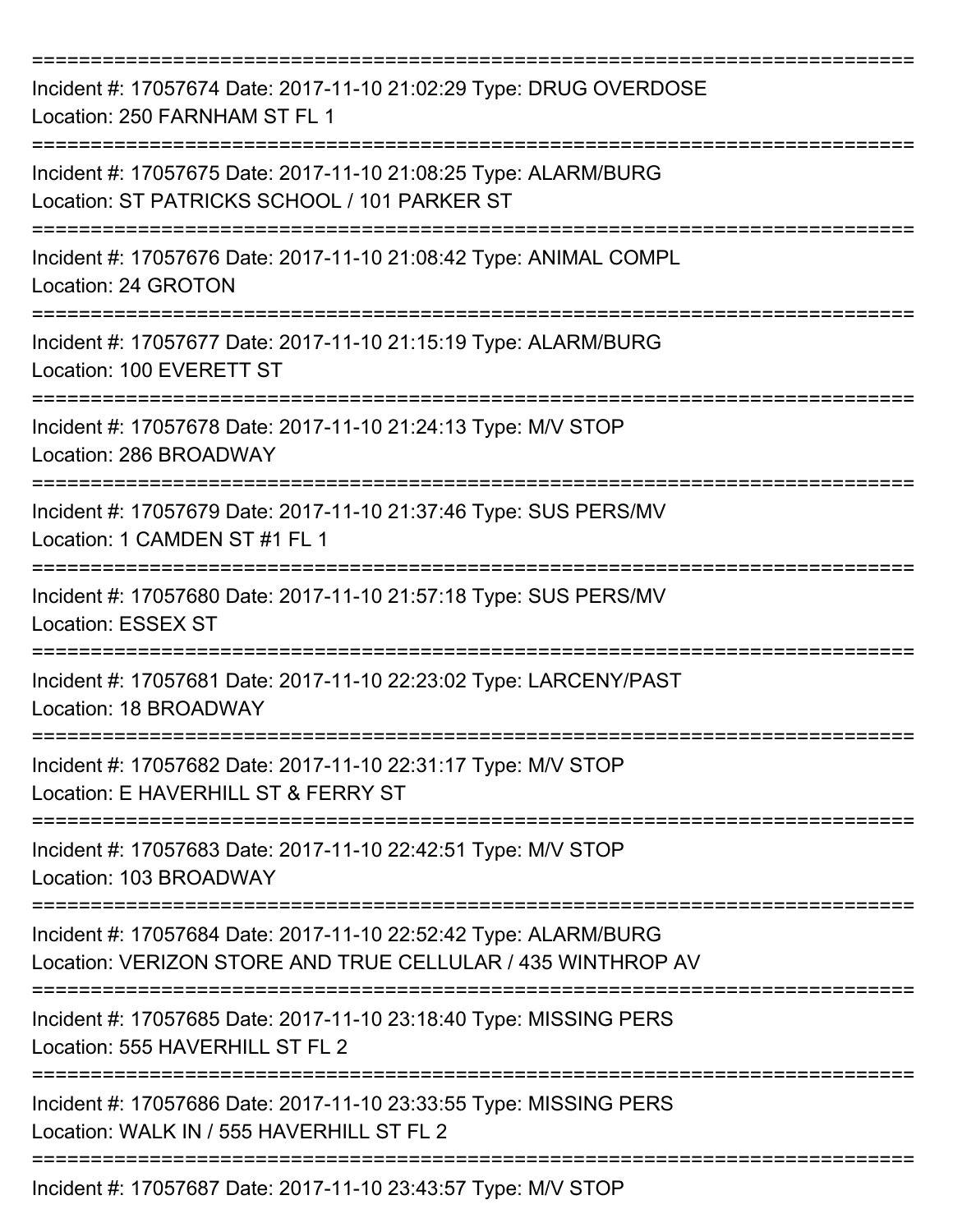Incident #: 17057674 Date: 2017-11-10 21:02:29 Type: DRUG OVERDOSE
Location: 250 FARNHAM ST FL 1

Incident #: 17057675 Date: 2017-11-10 21:08:25 Type: ALARM/BURG
Location: ST PATRICKS SCHOOL / 101 PARKER ST

Incident #: 17057676 Date: 2017-11-10 21:08:42 Type: ANIMAL COMPL
Location: 24 GROTON

Incident #: 17057677 Date: 2017-11-10 21:15:19 Type: ALARM/BURG
Location: 100 EVERETT ST

Incident #: 17057678 Date: 2017-11-10 21:24:13 Type: M/V STOP
Location: 286 BROADWAY

Incident #: 17057679 Date: 2017-11-10 21:37:46 Type: SUS PERS/MV
Location: 1 CAMDEN ST #1 FL 1

Incident #: 17057680 Date: 2017-11-10 21:57:18 Type: SUS PERS/MV
Location: ESSEX ST

Incident #: 17057681 Date: 2017-11-10 22:23:02 Type: LARCENY/PAST
Location: 18 BROADWAY

Incident #: 17057682 Date: 2017-11-10 22:31:17 Type: M/V STOP
Location: E HAVERHILL ST & FERRY ST

Incident #: 17057683 Date: 2017-11-10 22:42:51 Type: M/V STOP
Location: 103 BROADWAY

Incident #: 17057684 Date: 2017-11-10 22:52:42 Type: ALARM/BURG
Location: VERIZON STORE AND TRUE CELLULAR / 435 WINTHROP AV

Incident #: 17057685 Date: 2017-11-10 23:18:40 Type: MISSING PERS
Location: 555 HAVERHILL ST FL 2

Incident #: 17057686 Date: 2017-11-10 23:33:55 Type: MISSING PERS
Location: WALK IN / 555 HAVERHILL ST FL 2

Incident #: 17057687 Date: 2017-11-10 23:43:57 Type: M/V STOP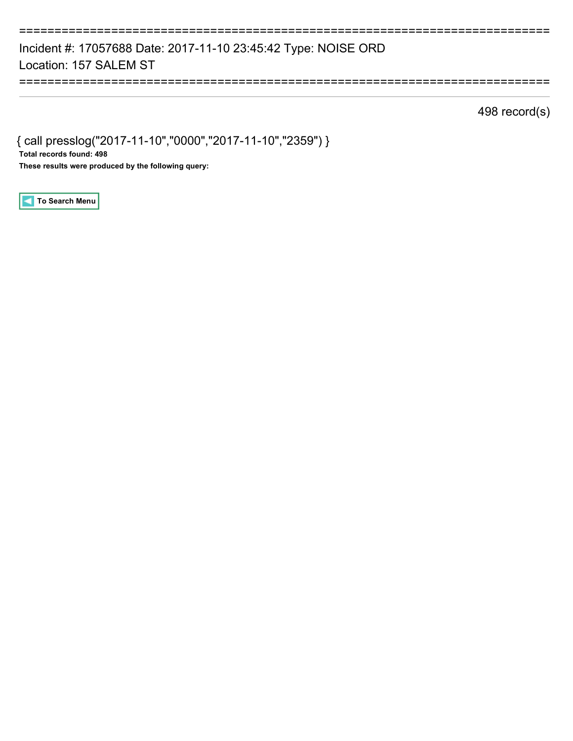===========================================================================
Incident #: 17057688 Date: 2017-11-10 23:45:42 Type: NOISE ORD
Location: 157 SALEM ST
===========================================================================

---

498 record(s)

{ call presslog("2017-11-10","0000","2017-11-10","2359") }

**Total records found: 498**

**These results were produced by the following query:**

**To Search Menu**